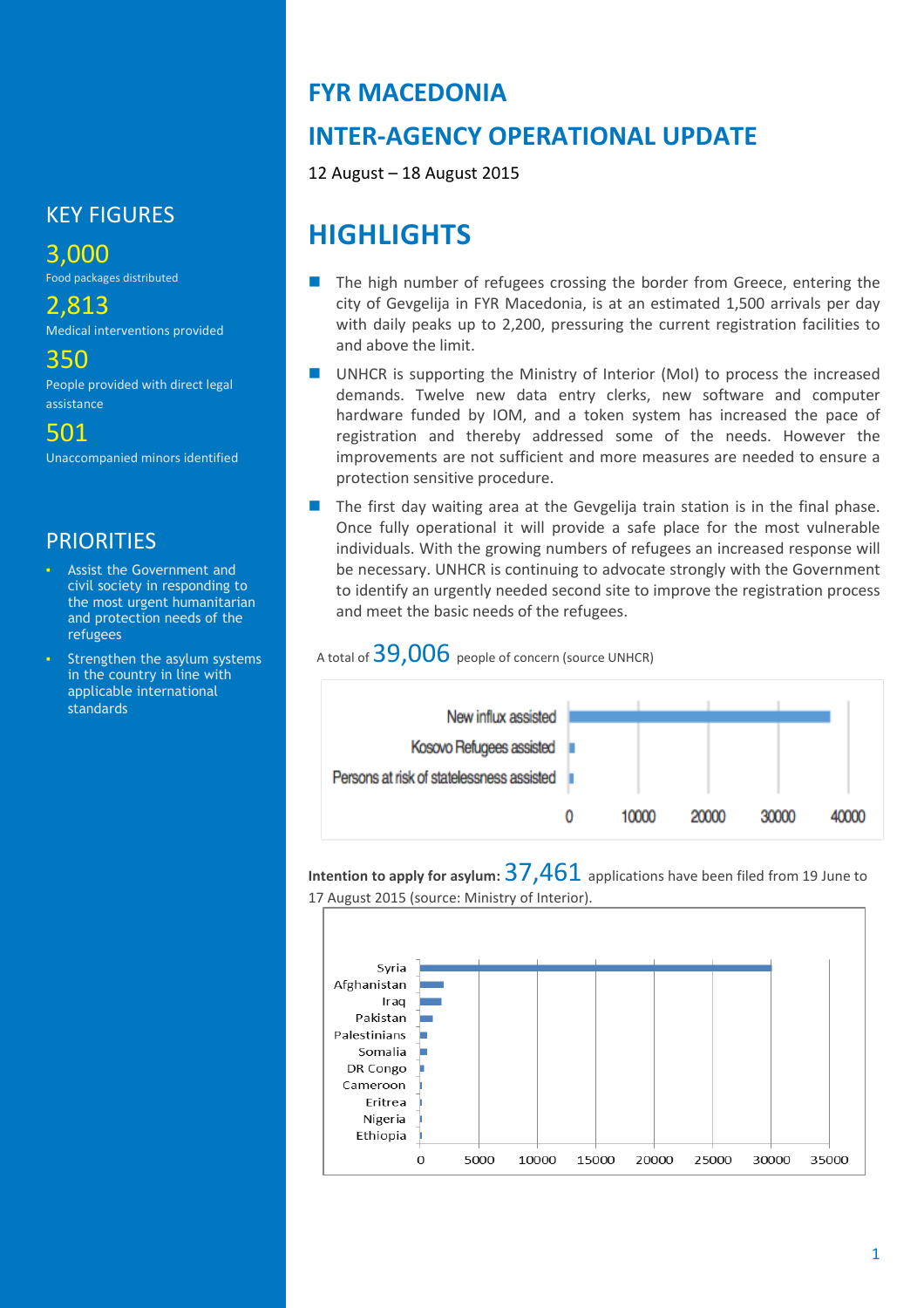# FYR MACEDONIA

# INTER-AGENCY OPERATIONAL UPDATE

12 August – 18 August 2015

## KEY FIGURES

**3,000**
Food packages distributed

**2,813**
Medical interventions provided

**350**
People provided with direct legal assistance

**501**
Unaccompanied minors identified

## PRIORITIES

- Assist the Government and civil society in responding to the most urgent humanitarian and protection needs of the refugees
- Strengthen the asylum systems in the country in line with applicable international standards

## HIGHLIGHTS

- The high number of refugees crossing the border from Greece, entering the city of Gevgelija in FYR Macedonia, is at an estimated 1,500 arrivals per day with daily peaks up to 2,200, pressuring the current registration facilities to and above the limit.
- UNHCR is supporting the Ministry of Interior (MoI) to process the increased demands. Twelve new data entry clerks, new software and computer hardware funded by IOM, and a token system has increased the pace of registration and thereby addressed some of the needs. However the improvements are not sufficient and more measures are needed to ensure a protection sensitive procedure.
- The first day waiting area at the Gevgelija train station is in the final phase. Once fully operational it will provide a safe place for the most vulnerable individuals. With the growing numbers of refugees an increased response will be necessary. UNHCR is continuing to advocate strongly with the Government to identify an urgently needed second site to improve the registration process and meet the basic needs of the refugees.

A total of **39,006** people of concern (source UNHCR)

New influx assisted
Kosovo Refugees assisted
Persons at risk of statelessness assisted

0 10000 20000 30000 40000

**Intention to apply for asylum:** **37,461** applications have been filed from 19 June to 17 August 2015 (source: Ministry of Interior).

Syria
Afghanistan
Iraq
Pakistan
Palestinians
Somalia
DR Congo
Cameroon
Eritrea
Nigeria
Ethiopia

0 5000 10000 15000 20000 25000 30000 35000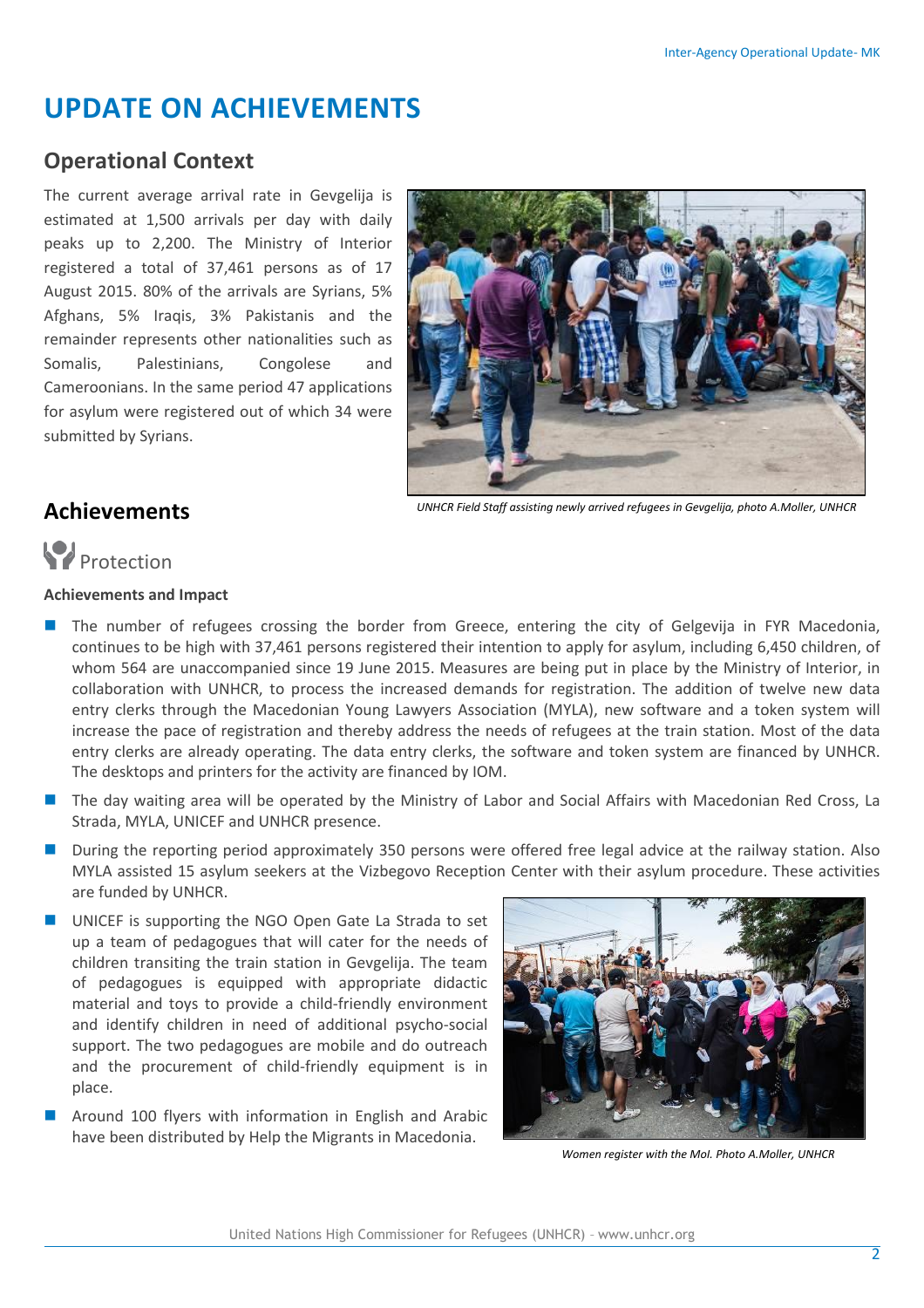# UPDATE ON ACHIEVEMENTS

## Operational Context

The current average arrival rate in Gevgelija is estimated at 1,500 arrivals per day with daily peaks up to 2,200. The Ministry of Interior registered a total of 37,461 persons as of 17 August 2015. 80% of the arrivals are Syrians, 5% Afghans, 5% Iraqis, 3% Pakistanis and the remainder represents other nationalities such as Somalis, Palestinians, Congolese and Cameroonians. In the same period 47 applications for asylum were registered out of which 34 were submitted by Syrians.

*UNHCR Field Staff assisting newly arrived refugees in Gevgelija, photo A.Moller, UNHCR*

## Achievements

### Protection

**Achievements and Impact**

- The number of refugees crossing the border from Greece, entering the city of Gelgevija in FYR Macedonia, continues to be high with 37,461 persons registered their intention to apply for asylum, including 6,450 children, of whom 564 are unaccompanied since 19 June 2015. Measures are being put in place by the Ministry of Interior, in collaboration with UNHCR, to process the increased demands for registration. The addition of twelve new data entry clerks through the Macedonian Young Lawyers Association (MYLA), new software and a token system will increase the pace of registration and thereby address the needs of refugees at the train station. Most of the data entry clerks are already operating. The data entry clerks, the software and token system are financed by UNHCR. The desktops and printers for the activity are financed by IOM.
- The day waiting area will be operated by the Ministry of Labor and Social Affairs with Macedonian Red Cross, La Strada, MYLA, UNICEF and UNHCR presence.
- During the reporting period approximately 350 persons were offered free legal advice at the railway station. Also MYLA assisted 15 asylum seekers at the Vizbegovo Reception Center with their asylum procedure. These activities are funded by UNHCR.
- UNICEF is supporting the NGO Open Gate La Strada to set up a team of pedagogues that will cater for the needs of children transiting the train station in Gevgelija. The team of pedagogues is equipped with appropriate didactic material and toys to provide a child-friendly environment and identify children in need of additional psycho-social support. The two pedagogues are mobile and do outreach and the procurement of child-friendly equipment is in place.
- Around 100 flyers with information in English and Arabic have been distributed by Help the Migrants in Macedonia.

*Women register with the MoI. Photo A.Moller, UNHCR*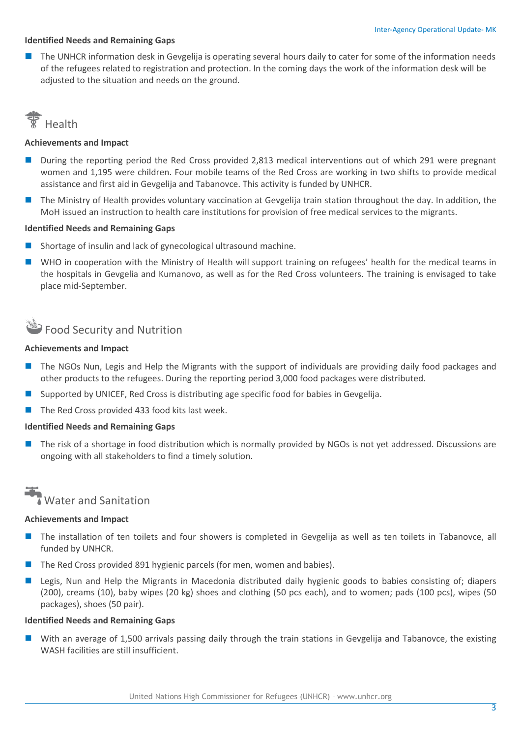**Identified Needs and Remaining Gaps**

- The UNHCR information desk in Gevgelija is operating several hours daily to cater for some of the information needs of the refugees related to registration and protection. In the coming days the work of the information desk will be adjusted to the situation and needs on the ground.

## Health

**Achievements and Impact**

- During the reporting period the Red Cross provided 2,813 medical interventions out of which 291 were pregnant women and 1,195 were children. Four mobile teams of the Red Cross are working in two shifts to provide medical assistance and first aid in Gevgelija and Tabanovce. This activity is funded by UNHCR.
- The Ministry of Health provides voluntary vaccination at Gevgelija train station throughout the day. In addition, the MoH issued an instruction to health care institutions for provision of free medical services to the migrants.

**Identified Needs and Remaining Gaps**

- Shortage of insulin and lack of gynecological ultrasound machine.
- WHO in cooperation with the Ministry of Health will support training on refugees' health for the medical teams in the hospitals in Gevgelia and Kumanovo, as well as for the Red Cross volunteers. The training is envisaged to take place mid-September.

## Food Security and Nutrition

**Achievements and Impact**

- The NGOs Nun, Legis and Help the Migrants with the support of individuals are providing daily food packages and other products to the refugees. During the reporting period 3,000 food packages were distributed.
- Supported by UNICEF, Red Cross is distributing age specific food for babies in Gevgelija.
- The Red Cross provided 433 food kits last week.

**Identified Needs and Remaining Gaps**

- The risk of a shortage in food distribution which is normally provided by NGOs is not yet addressed. Discussions are ongoing with all stakeholders to find a timely solution.

## Water and Sanitation

**Achievements and Impact**

- The installation of ten toilets and four showers is completed in Gevgelija as well as ten toilets in Tabanovce, all funded by UNHCR.
- The Red Cross provided 891 hygienic parcels (for men, women and babies).
- Legis, Nun and Help the Migrants in Macedonia distributed daily hygienic goods to babies consisting of; diapers (200), creams (10), baby wipes (20 kg) shoes and clothing (50 pcs each), and to women; pads (100 pcs), wipes (50 packages), shoes (50 pair).

**Identified Needs and Remaining Gaps**

- With an average of 1,500 arrivals passing daily through the train stations in Gevgelija and Tabanovce, the existing WASH facilities are still insufficient.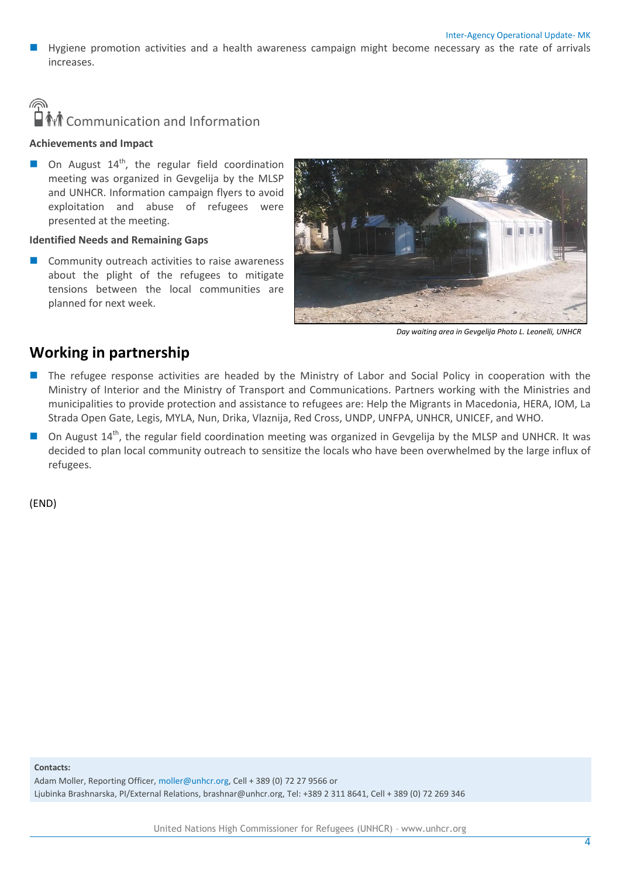- Hygiene promotion activities and a health awareness campaign might become necessary as the rate of arrivals increases.

## Communication and Information

**Achievements and Impact**

- On August 14th, the regular field coordination meeting was organized in Gevgelija by the MLSP and UNHCR. Information campaign flyers to avoid exploitation and abuse of refugees were presented at the meeting.

**Identified Needs and Remaining Gaps**

- Community outreach activities to raise awareness about the plight of the refugees to mitigate tensions between the local communities are planned for next week.

*Day waiting area in Gevgelija Photo L. Leonelli, UNHCR*

## Working in partnership

- The refugee response activities are headed by the Ministry of Labor and Social Policy in cooperation with the Ministry of Interior and the Ministry of Transport and Communications. Partners working with the Ministries and municipalities to provide protection and assistance to refugees are: Help the Migrants in Macedonia, HERA, IOM, La Strada Open Gate, Legis, MYLA, Nun, Drika, Vlaznija, Red Cross, UNDP, UNFPA, UNHCR, UNICEF, and WHO.
- On August 14th, the regular field coordination meeting was organized in Gevgelija by the MLSP and UNHCR. It was decided to plan local community outreach to sensitize the locals who have been overwhelmed by the large influx of refugees.

(END)

**Contacts:**
Adam Moller, Reporting Officer, moller@unhcr.org, Cell + 389 (0) 72 27 9566 or
Ljubinka Brashnarska, PI/External Relations, brashnar@unhcr.org, Tel: +389 2 311 8641, Cell + 389 (0) 72 269 346